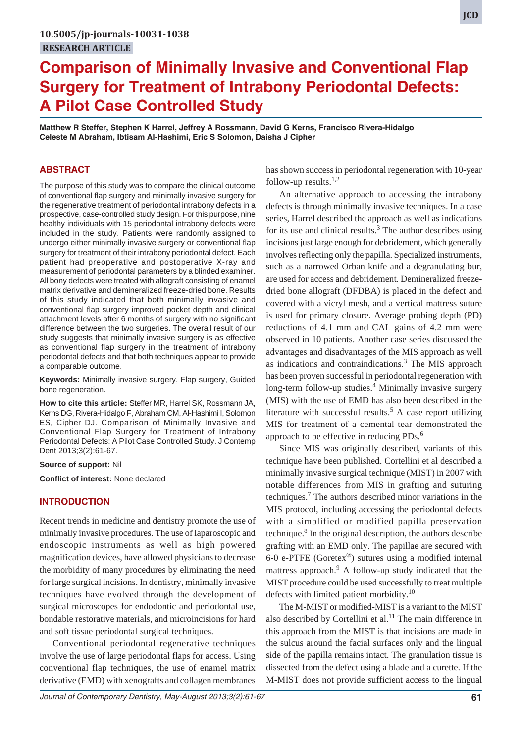10.5005/jp-journals-10031-1038

RESEARCH ARTICLE

# Comparison of Minimally Invasive and Conventional Flap Surgery for Treatment of Intrabony Periodontal Defects: A Pilot Case Controlled Study

**Matthew R Steffer, Stephen K Harrel, Jeffrey A Rossmann, David G Kerns, Francisco Rivera-Hidalgo Celeste M Abraham, Ibtisam Al-Hashimi, Eric S Solomon, Daisha J Cipher**

## ABSTRACT

The purpose of this study was to compare the clinical outcome of conventional flap surgery and minimally invasive surgery for the regenerative treatment of periodontal intrabony defects in a prospective, case-controlled study design. For this purpose, nine healthy individuals with 15 periodontal intrabony defects were included in the study. Patients were randomly assigned to undergo either minimally invasive surgery or conventional flap surgery for treatment of their intrabony periodontal defect. Each patient had preoperative and postoperative X-ray and measurement of periodontal parameters by a blinded examiner. All bony defects were treated with allograft consisting of enamel matrix derivative and demineralized freeze-dried bone. Results of this study indicated that both minimally invasive and conventional flap surgery improved pocket depth and clinical attachment levels after 6 months of surgery with no significant difference between the two surgeries. The overall result of our study suggests that minimally invasive surgery is as effective as conventional flap surgery in the treatment of intrabony periodontal defects and that both techniques appear to provide a comparable outcome.

**Keywords:** Minimally invasive surgery, Flap surgery, Guided bone regeneration.

**How to cite this article:** Steffer MR, Harrel SK, Rossmann JA, Kerns DG, Rivera-Hidalgo F, Abraham CM, Al-Hashimi I, Solomon ES, Cipher DJ. Comparison of Minimally Invasive and Conventional Flap Surgery for Treatment of Intrabony Periodontal Defects: A Pilot Case Controlled Study. J Contemp Dent 2013;3(2):61-67.

**Source of support:** Nil

**Conflict of interest:** None declared

## INTRODUCTION

Recent trends in medicine and dentistry promote the use of minimally invasive procedures. The use of laparoscopic and endoscopic instruments as well as high powered magnification devices, have allowed physicians to decrease the morbidity of many procedures by eliminating the need for large surgical incisions. In dentistry, minimally invasive techniques have evolved through the development of surgical microscopes for endodontic and periodontal use, bondable restorative materials, and microincisions for hard and soft tissue periodontal surgical techniques.

Conventional periodontal regenerative techniques involve the use of large periodontal flaps for access. Using conventional flap techniques, the use of enamel matrix derivative (EMD) with xenografts and collagen membranes has shown success in periodontal regeneration with 10-year follow-up results.[1,2]

An alternative approach to accessing the intrabony defects is through minimally invasive techniques. In a case series, Harrel described the approach as well as indications for its use and clinical results.[3] The author describes using incisions just large enough for debridement, which generally involves reflecting only the papilla. Specialized instruments, such as a narrowed Orban knife and a degranulating bur, are used for access and debridement. Demineralized freeze-dried bone allograft (DFDBA) is placed in the defect and covered with a vicryl mesh, and a vertical mattress suture is used for primary closure. Average probing depth (PD) reductions of 4.1 mm and CAL gains of 4.2 mm were observed in 10 patients. Another case series discussed the advantages and disadvantages of the MIS approach as well as indications and contraindications.[3] The MIS approach has been proven successful in periodontal regeneration with long-term follow-up studies.[4] Minimally invasive surgery (MIS) with the use of EMD has also been described in the literature with successful results.[5] A case report utilizing MIS for treatment of a cemental tear demonstrated the approach to be effective in reducing PDs.[6]

Since MIS was originally described, variants of this technique have been published. Cortellini et al described a minimally invasive surgical technique (MIST) in 2007 with notable differences from MIS in grafting and suturing techniques.[7] The authors described minor variations in the MIS protocol, including accessing the periodontal defects with a simplified or modified papilla preservation technique.[8] In the original description, the authors describe grafting with an EMD only. The papillae are secured with 6-0 e-PTFE (Goretex®) sutures using a modified internal mattress approach.[9] A follow-up study indicated that the MIST procedure could be used successfully to treat multiple defects with limited patient morbidity.[10]

The M-MIST or modified-MIST is a variant to the MIST also described by Cortellini et al.[11] The main difference in this approach from the MIST is that incisions are made in the sulcus around the facial surfaces only and the lingual side of the papilla remains intact. The granulation tissue is dissected from the defect using a blade and a curette. If the M-MIST does not provide sufficient access to the lingual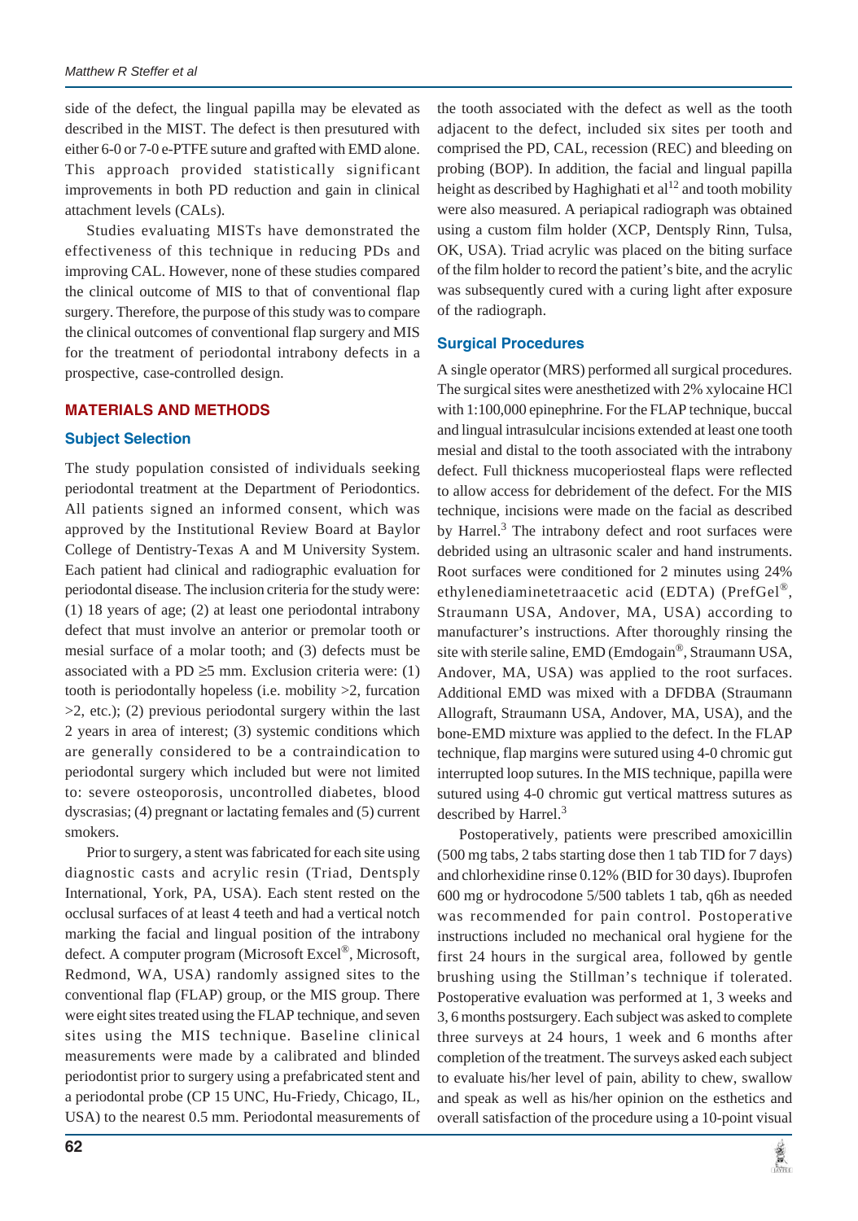side of the defect, the lingual papilla may be elevated as described in the MIST. The defect is then presutured with either 6-0 or 7-0 e-PTFE suture and grafted with EMD alone. This approach provided statistically significant improvements in both PD reduction and gain in clinical attachment levels (CALs).

Studies evaluating MISTs have demonstrated the effectiveness of this technique in reducing PDs and improving CAL. However, none of these studies compared the clinical outcome of MIS to that of conventional flap surgery. Therefore, the purpose of this study was to compare the clinical outcomes of conventional flap surgery and MIS for the treatment of periodontal intrabony defects in a prospective, case-controlled design.

## MATERIALS AND METHODS

### Subject Selection

The study population consisted of individuals seeking periodontal treatment at the Department of Periodontics. All patients signed an informed consent, which was approved by the Institutional Review Board at Baylor College of Dentistry-Texas A and M University System. Each patient had clinical and radiographic evaluation for periodontal disease. The inclusion criteria for the study were: (1) 18 years of age; (2) at least one periodontal intrabony defect that must involve an anterior or premolar tooth or mesial surface of a molar tooth; and (3) defects must be associated with a PD ≥5 mm. Exclusion criteria were: (1) tooth is periodontally hopeless (i.e. mobility >2, furcation >2, etc.); (2) previous periodontal surgery within the last 2 years in area of interest; (3) systemic conditions which are generally considered to be a contraindication to periodontal surgery which included but were not limited to: severe osteoporosis, uncontrolled diabetes, blood dyscrasias; (4) pregnant or lactating females and (5) current smokers.

Prior to surgery, a stent was fabricated for each site using diagnostic casts and acrylic resin (Triad, Dentsply International, York, PA, USA). Each stent rested on the occlusal surfaces of at least 4 teeth and had a vertical notch marking the facial and lingual position of the intrabony defect. A computer program (Microsoft Excel®, Microsoft, Redmond, WA, USA) randomly assigned sites to the conventional flap (FLAP) group, or the MIS group. There were eight sites treated using the FLAP technique, and seven sites using the MIS technique. Baseline clinical measurements were made by a calibrated and blinded periodontist prior to surgery using a prefabricated stent and a periodontal probe (CP 15 UNC, Hu-Friedy, Chicago, IL, USA) to the nearest 0.5 mm. Periodontal measurements of the tooth associated with the defect as well as the tooth adjacent to the defect, included six sites per tooth and comprised the PD, CAL, recession (REC) and bleeding on probing (BOP). In addition, the facial and lingual papilla height as described by Haghighati et al[12] and tooth mobility were also measured. A periapical radiograph was obtained using a custom film holder (XCP, Dentsply Rinn, Tulsa, OK, USA). Triad acrylic was placed on the biting surface of the film holder to record the patient's bite, and the acrylic was subsequently cured with a curing light after exposure of the radiograph.

### Surgical Procedures

A single operator (MRS) performed all surgical procedures. The surgical sites were anesthetized with 2% xylocaine HCl with 1:100,000 epinephrine. For the FLAP technique, buccal and lingual intrasulcular incisions extended at least one tooth mesial and distal to the tooth associated with the intrabony defect. Full thickness mucoperiosteal flaps were reflected to allow access for debridement of the defect. For the MIS technique, incisions were made on the facial as described by Harrel.[3] The intrabony defect and root surfaces were debrided using an ultrasonic scaler and hand instruments. Root surfaces were conditioned for 2 minutes using 24% ethylenediaminetetraacetic acid (EDTA) (PrefGel®, Straumann USA, Andover, MA, USA) according to manufacturer's instructions. After thoroughly rinsing the site with sterile saline, EMD (Emdogain®, Straumann USA, Andover, MA, USA) was applied to the root surfaces. Additional EMD was mixed with a DFDBA (Straumann Allograft, Straumann USA, Andover, MA, USA), and the bone-EMD mixture was applied to the defect. In the FLAP technique, flap margins were sutured using 4-0 chromic gut interrupted loop sutures. In the MIS technique, papilla were sutured using 4-0 chromic gut vertical mattress sutures as described by Harrel.[3]

Postoperatively, patients were prescribed amoxicillin (500 mg tabs, 2 tabs starting dose then 1 tab TID for 7 days) and chlorhexidine rinse 0.12% (BID for 30 days). Ibuprofen 600 mg or hydrocodone 5/500 tablets 1 tab, q6h as needed was recommended for pain control. Postoperative instructions included no mechanical oral hygiene for the first 24 hours in the surgical area, followed by gentle brushing using the Stillman's technique if tolerated. Postoperative evaluation was performed at 1, 3 weeks and 3, 6 months postsurgery. Each subject was asked to complete three surveys at 24 hours, 1 week and 6 months after completion of the treatment. The surveys asked each subject to evaluate his/her level of pain, ability to chew, swallow and speak as well as his/her opinion on the esthetics and overall satisfaction of the procedure using a 10-point visual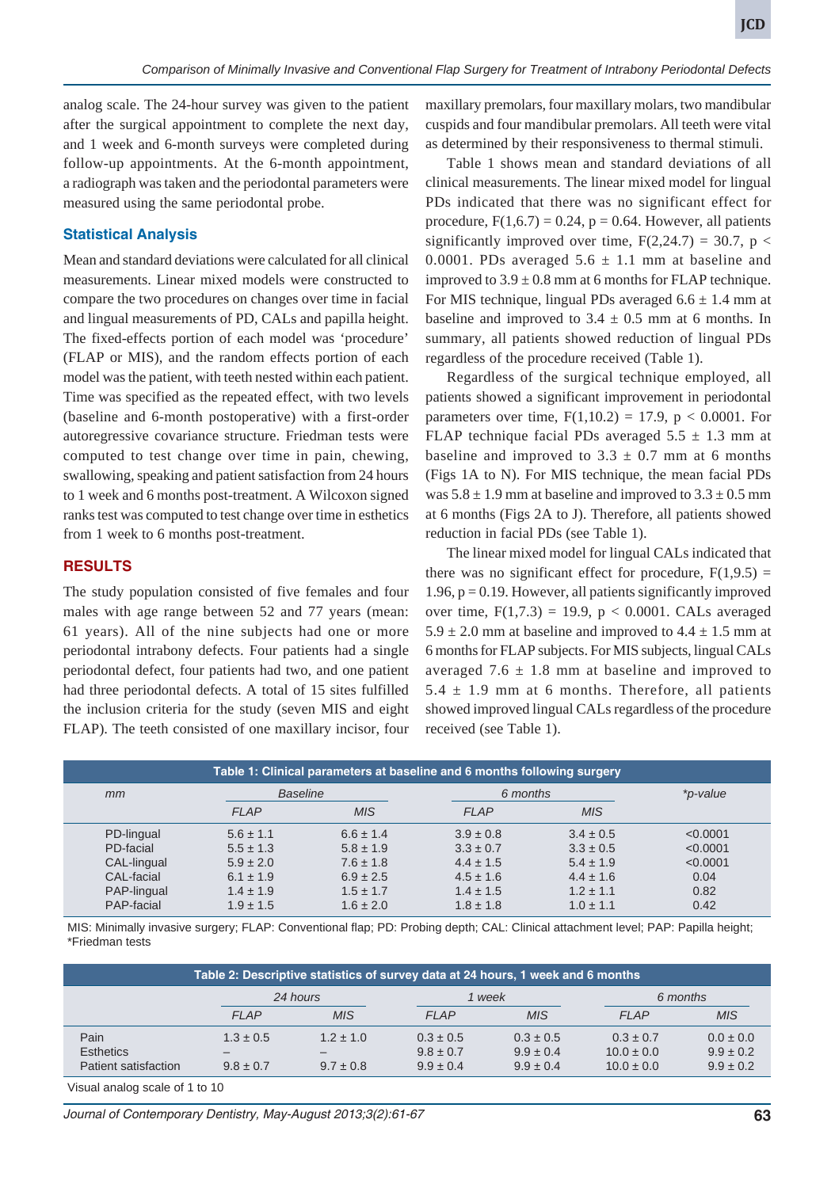analog scale. The 24-hour survey was given to the patient after the surgical appointment to complete the next day, and 1 week and 6-month surveys were completed during follow-up appointments. At the 6-month appointment, a radiograph was taken and the periodontal parameters were measured using the same periodontal probe.

### Statistical Analysis

Mean and standard deviations were calculated for all clinical measurements. Linear mixed models were constructed to compare the two procedures on changes over time in facial and lingual measurements of PD, CALs and papilla height. The fixed-effects portion of each model was 'procedure' (FLAP or MIS), and the random effects portion of each model was the patient, with teeth nested within each patient. Time was specified as the repeated effect, with two levels (baseline and 6-month postoperative) with a first-order autoregressive covariance structure. Friedman tests were computed to test change over time in pain, chewing, swallowing, speaking and patient satisfaction from 24 hours to 1 week and 6 months post-treatment. A Wilcoxon signed ranks test was computed to test change over time in esthetics from 1 week to 6 months post-treatment.

## RESULTS

The study population consisted of five females and four males with age range between 52 and 77 years (mean: 61 years). All of the nine subjects had one or more periodontal intrabony defects. Four patients had a single periodontal defect, four patients had two, and one patient had three periodontal defects. A total of 15 sites fulfilled the inclusion criteria for the study (seven MIS and eight FLAP). The teeth consisted of one maxillary incisor, four maxillary premolars, four maxillary molars, two mandibular cuspids and four mandibular premolars. All teeth were vital as determined by their responsiveness to thermal stimuli.

Table 1 shows mean and standard deviations of all clinical measurements. The linear mixed model for lingual PDs indicated that there was no significant effect for procedure, $F(1,6.7) = 0.24$, $p = 0.64$. However, all patients significantly improved over time, $F(2,24.7) = 30.7$, $p < 0.0001$. PDs averaged 5.6 ± 1.1 mm at baseline and improved to 3.9 ± 0.8 mm at 6 months for FLAP technique. For MIS technique, lingual PDs averaged 6.6 ± 1.4 mm at baseline and improved to 3.4 ± 0.5 mm at 6 months. In summary, all patients showed reduction of lingual PDs regardless of the procedure received (Table 1).

Regardless of the surgical technique employed, all patients showed a significant improvement in periodontal parameters over time, $F(1,10.2) = 17.9$, $p < 0.0001$. For FLAP technique facial PDs averaged 5.5 ± 1.3 mm at baseline and improved to 3.3 ± 0.7 mm at 6 months (Figs 1A to N). For MIS technique, the mean facial PDs was 5.8 ± 1.9 mm at baseline and improved to 3.3 ± 0.5 mm at 6 months (Figs 2A to J). Therefore, all patients showed reduction in facial PDs (see Table 1).

The linear mixed model for lingual CALs indicated that there was no significant effect for procedure, $F(1,9.5) = 1.96$, $p = 0.19$. However, all patients significantly improved over time, $F(1,7.3) = 19.9$, $p < 0.0001$. CALs averaged 5.9 ± 2.0 mm at baseline and improved to 4.4 ± 1.5 mm at 6 months for FLAP subjects. For MIS subjects, lingual CALs averaged 7.6 ± 1.8 mm at baseline and improved to 5.4 ± 1.9 mm at 6 months. Therefore, all patients showed improved lingual CALs regardless of the procedure received (see Table 1).

**Table 1: Clinical parameters at baseline and 6 months following surgery**

| *mm* | *Baseline* | | *6 months* | | *\*p-value* |
|---|---|---|---|---|---|
| | *FLAP* | *MIS* | *FLAP* | *MIS* | |
| PD-lingual | 5.6 ± 1.1 | 6.6 ± 1.4 | 3.9 ± 0.8 | 3.4 ± 0.5 | <0.0001 |
| PD-facial | 5.5 ± 1.3 | 5.8 ± 1.9 | 3.3 ± 0.7 | 3.3 ± 0.5 | <0.0001 |
| CAL-lingual | 5.9 ± 2.0 | 7.6 ± 1.8 | 4.4 ± 1.5 | 5.4 ± 1.9 | <0.0001 |
| CAL-facial | 6.1 ± 1.9 | 6.9 ± 2.5 | 4.5 ± 1.6 | 4.4 ± 1.6 | 0.04 |
| PAP-lingual | 1.4 ± 1.9 | 1.5 ± 1.7 | 1.4 ± 1.5 | 1.2 ± 1.1 | 0.82 |
| PAP-facial | 1.9 ± 1.5 | 1.6 ± 2.0 | 1.8 ± 1.8 | 1.0 ± 1.1 | 0.42 |

MIS: Minimally invasive surgery; FLAP: Conventional flap; PD: Probing depth; CAL: Clinical attachment level; PAP: Papilla height; *Friedman tests

**Table 2: Descriptive statistics of survey data at 24 hours, 1 week and 6 months**

| | *24 hours* | | *1 week* | | *6 months* | |
|---|---|---|---|---|---|---|
| | *FLAP* | *MIS* | *FLAP* | *MIS* | *FLAP* | *MIS* |
| Pain | 1.3 ± 0.5 | 1.2 ± 1.0 | 0.3 ± 0.5 | 0.3 ± 0.5 | 0.3 ± 0.7 | 0.0 ± 0.0 |
| Esthetics | – | – | 9.8 ± 0.7 | 9.9 ± 0.4 | 10.0 ± 0.0 | 9.9 ± 0.2 |
| Patient satisfaction | 9.8 ± 0.7 | 9.7 ± 0.8 | 9.9 ± 0.4 | 9.9 ± 0.4 | 10.0 ± 0.0 | 9.9 ± 0.2 |

Visual analog scale of 1 to 10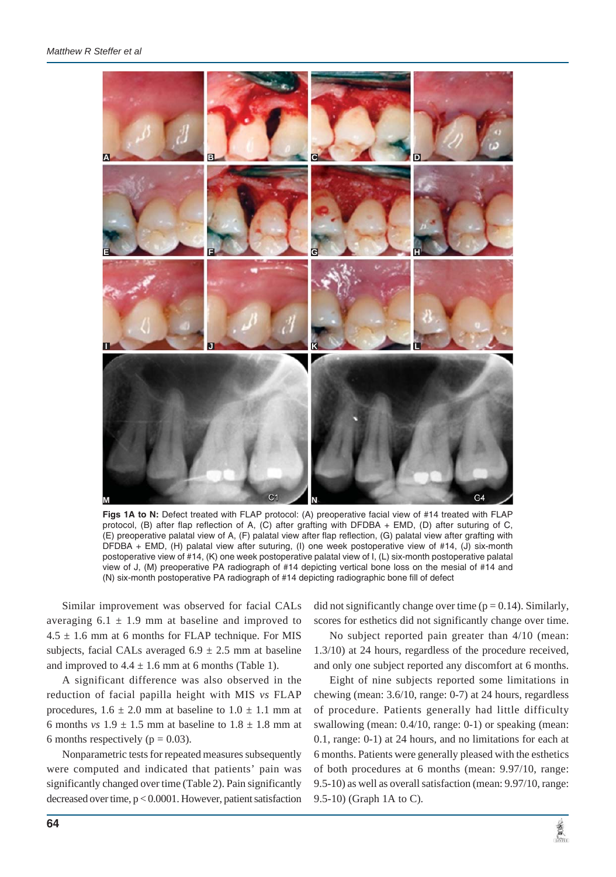**Figs 1A to N:** Defect treated with FLAP protocol: (A) preoperative facial view of #14 treated with FLAP protocol, (B) after flap reflection of A, (C) after grafting with DFDBA + EMD, (D) after suturing of C, (E) preoperative palatal view of A, (F) palatal view after flap reflection, (G) palatal view after grafting with DFDBA + EMD, (H) palatal view after suturing, (I) one week postoperative view of #14, (J) six-month postoperative view of #14, (K) one week postoperative palatal view of I, (L) six-month postoperative palatal view of J, (M) preoperative PA radiograph of #14 depicting vertical bone loss on the mesial of #14 and (N) six-month postoperative PA radiograph of #14 depicting radiographic bone fill of defect

Similar improvement was observed for facial CALs averaging 6.1 ± 1.9 mm at baseline and improved to 4.5 ± 1.6 mm at 6 months for FLAP technique. For MIS subjects, facial CALs averaged 6.9 ± 2.5 mm at baseline and improved to 4.4 ± 1.6 mm at 6 months (Table 1).

A significant difference was also observed in the reduction of facial papilla height with MIS *vs* FLAP procedures, 1.6 ± 2.0 mm at baseline to 1.0 ± 1.1 mm at 6 months *vs* 1.9 ± 1.5 mm at baseline to 1.8 ± 1.8 mm at 6 months respectively ($p = 0.03$).

Nonparametric tests for repeated measures subsequently were computed and indicated that patients' pain was significantly changed over time (Table 2). Pain significantly decreased over time, $p < 0.0001$. However, patient satisfaction did not significantly change over time ($p = 0.14$). Similarly, scores for esthetics did not significantly change over time.

No subject reported pain greater than 4/10 (mean: 1.3/10) at 24 hours, regardless of the procedure received, and only one subject reported any discomfort at 6 months.

Eight of nine subjects reported some limitations in chewing (mean: 3.6/10, range: 0-7) at 24 hours, regardless of procedure. Patients generally had little difficulty swallowing (mean: 0.4/10, range: 0-1) or speaking (mean: 0.1, range: 0-1) at 24 hours, and no limitations for each at 6 months. Patients were generally pleased with the esthetics of both procedures at 6 months (mean: 9.97/10, range: 9.5-10) as well as overall satisfaction (mean: 9.97/10, range: 9.5-10) (Graph 1A to C).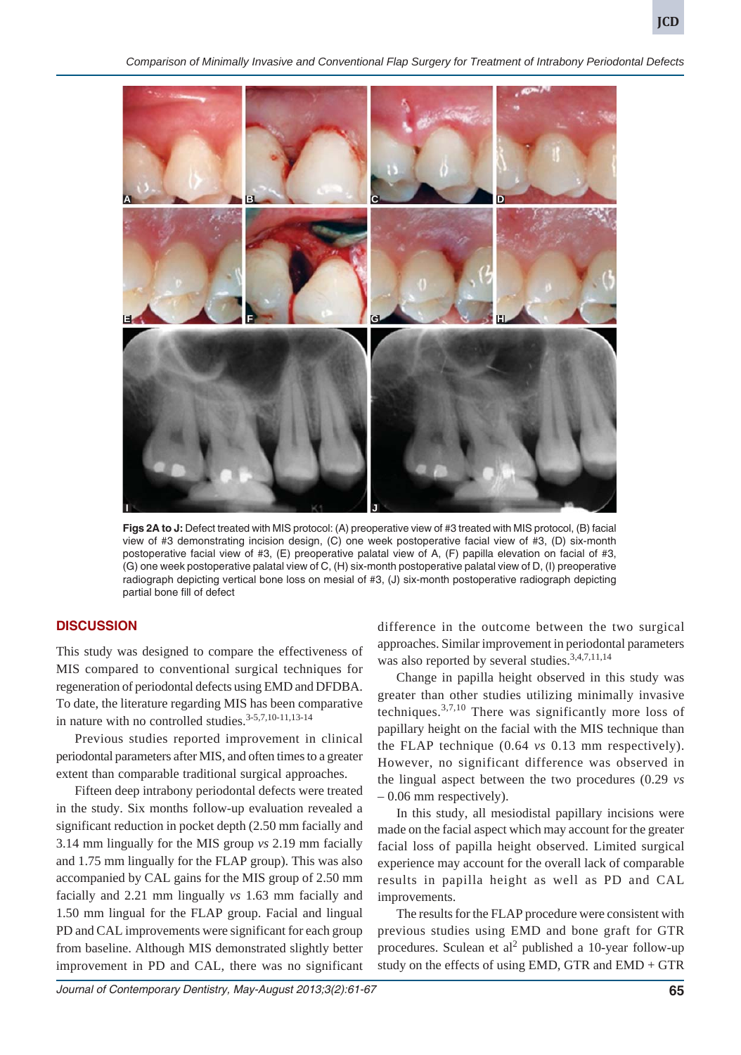**Figs 2A to J:** Defect treated with MIS protocol: (A) preoperative view of #3 treated with MIS protocol, (B) facial view of #3 demonstrating incision design, (C) one week postoperative facial view of #3, (D) six-month postoperative facial view of #3, (E) preoperative palatal view of A, (F) papilla elevation on facial of #3, (G) one week postoperative palatal view of C, (H) six-month postoperative palatal view of D, (I) preoperative radiograph depicting vertical bone loss on mesial of #3, (J) six-month postoperative radiograph depicting partial bone fill of defect

## DISCUSSION

This study was designed to compare the effectiveness of MIS compared to conventional surgical techniques for regeneration of periodontal defects using EMD and DFDBA. To date, the literature regarding MIS has been comparative in nature with no controlled studies.[3-5,7,10-11,13-14]

Previous studies reported improvement in clinical periodontal parameters after MIS, and often times to a greater extent than comparable traditional surgical approaches.

Fifteen deep intrabony periodontal defects were treated in the study. Six months follow-up evaluation revealed a significant reduction in pocket depth (2.50 mm facially and 3.14 mm lingually for the MIS group *vs* 2.19 mm facially and 1.75 mm lingually for the FLAP group). This was also accompanied by CAL gains for the MIS group of 2.50 mm facially and 2.21 mm lingually *vs* 1.63 mm facially and 1.50 mm lingual for the FLAP group. Facial and lingual PD and CAL improvements were significant for each group from baseline. Although MIS demonstrated slightly better improvement in PD and CAL, there was no significant difference in the outcome between the two surgical approaches. Similar improvement in periodontal parameters was also reported by several studies.[3,4,7,11,14]

Change in papilla height observed in this study was greater than other studies utilizing minimally invasive techniques.[3,7,10] There was significantly more loss of papillary height on the facial with the MIS technique than the FLAP technique (0.64 *vs* 0.13 mm respectively). However, no significant difference was observed in the lingual aspect between the two procedures (0.29 *vs* – 0.06 mm respectively).

In this study, all mesiodistal papillary incisions were made on the facial aspect which may account for the greater facial loss of papilla height observed. Limited surgical experience may account for the overall lack of comparable results in papilla height as well as PD and CAL improvements.

The results for the FLAP procedure were consistent with previous studies using EMD and bone graft for GTR procedures. Sculean et al[2] published a 10-year follow-up study on the effects of using EMD, GTR and EMD + GTR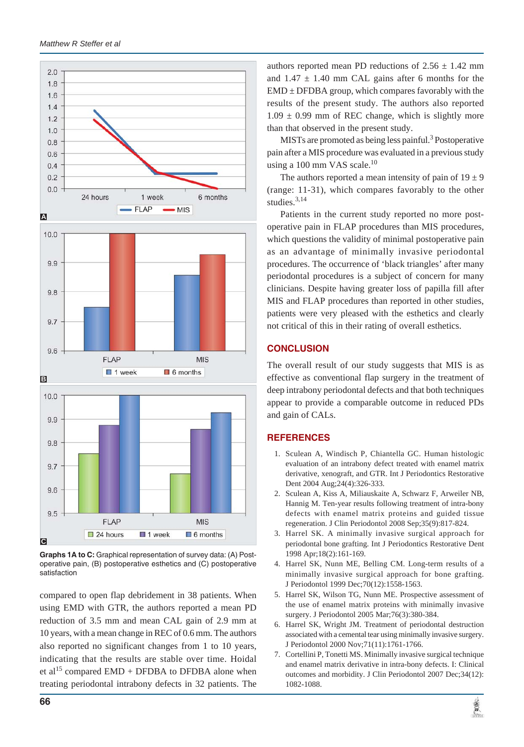Graphs 1A to C: Graphical representation of survey data: (A) Post-operative pain, (B) postoperative esthetics and (C) postoperative satisfaction

compared to open flap debridement in 38 patients. When using EMD with GTR, the authors reported a mean PD reduction of 3.5 mm and mean CAL gain of 2.9 mm at 10 years, with a mean change in REC of 0.6 mm. The authors also reported no significant changes from 1 to 10 years, indicating that the results are stable over time. Hoidal et al[15] compared EMD + DFDBA to DFDBA alone when treating periodontal intrabony defects in 32 patients. The authors reported mean PD reductions of 2.56 ± 1.42 mm and 1.47 ± 1.40 mm CAL gains after 6 months for the EMD ± DFDBA group, which compares favorably with the results of the present study. The authors also reported 1.09 ± 0.99 mm of REC change, which is slightly more than that observed in the present study.

MISTs are promoted as being less painful.[3] Postoperative pain after a MIS procedure was evaluated in a previous study using a 100 mm VAS scale.[10]

The authors reported a mean intensity of pain of 19 ± 9 (range: 11-31), which compares favorably to the other studies.[3,14]

Patients in the current study reported no more postoperative pain in FLAP procedures than MIS procedures, which questions the validity of minimal postoperative pain as an advantage of minimally invasive periodontal procedures. The occurrence of 'black triangles' after many periodontal procedures is a subject of concern for many clinicians. Despite having greater loss of papilla fill after MIS and FLAP procedures than reported in other studies, patients were very pleased with the esthetics and clearly not critical of this in their rating of overall esthetics.

## CONCLUSION

The overall result of our study suggests that MIS is as effective as conventional flap surgery in the treatment of deep intrabony periodontal defects and that both techniques appear to provide a comparable outcome in reduced PDs and gain of CALs.

## REFERENCES

1. Sculean A, Windisch P, Chiantella GC. Human histologic evaluation of an intrabony defect treated with enamel matrix derivative, xenograft, and GTR. Int J Periodontics Restorative Dent 2004 Aug;24(4):326-333.
2. Sculean A, Kiss A, Miliauskaite A, Schwarz F, Arweiler NB, Hannig M. Ten-year results following treatment of intra-bony defects with enamel matrix proteins and guided tissue regeneration. J Clin Periodontol 2008 Sep;35(9):817-824.
3. Harrel SK. A minimally invasive surgical approach for periodontal bone grafting. Int J Periodontics Restorative Dent 1998 Apr;18(2):161-169.
4. Harrel SK, Nunn ME, Belling CM. Long-term results of a minimally invasive surgical approach for bone grafting. J Periodontol 1999 Dec;70(12):1558-1563.
5. Harrel SK, Wilson TG, Nunn ME. Prospective assessment of the use of enamel matrix proteins with minimally invasive surgery. J Periodontol 2005 Mar;76(3):380-384.
6. Harrel SK, Wright JM. Treatment of periodontal destruction associated with a cemental tear using minimally invasive surgery. J Periodontol 2000 Nov;71(11):1761-1766.
7. Cortellini P, Tonetti MS. Minimally invasive surgical technique and enamel matrix derivative in intra-bony defects. I: Clinical outcomes and morbidity. J Clin Periodontol 2007 Dec;34(12):1082-1088.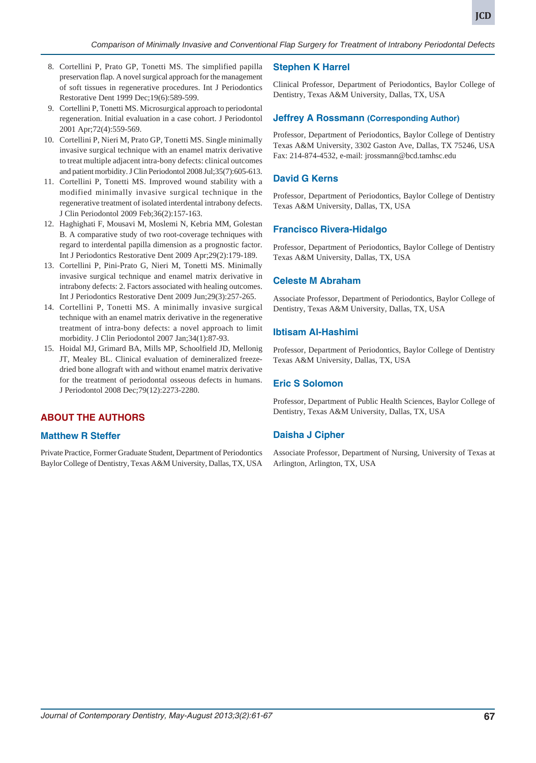8. Cortellini P, Prato GP, Tonetti MS. The simplified papilla preservation flap. A novel surgical approach for the management of soft tissues in regenerative procedures. Int J Periodontics Restorative Dent 1999 Dec;19(6):589-599.
9. Cortellini P, Tonetti MS. Microsurgical approach to periodontal regeneration. Initial evaluation in a case cohort. J Periodontol 2001 Apr;72(4):559-569.
10. Cortellini P, Nieri M, Prato GP, Tonetti MS. Single minimally invasive surgical technique with an enamel matrix derivative to treat multiple adjacent intra-bony defects: clinical outcomes and patient morbidity. J Clin Periodontol 2008 Jul;35(7):605-613.
11. Cortellini P, Tonetti MS. Improved wound stability with a modified minimally invasive surgical technique in the regenerative treatment of isolated interdental intrabony defects. J Clin Periodontol 2009 Feb;36(2):157-163.
12. Haghighati F, Mousavi M, Moslemi N, Kebria MM, Golestan B. A comparative study of two root-coverage techniques with regard to interdental papilla dimension as a prognostic factor. Int J Periodontics Restorative Dent 2009 Apr;29(2):179-189.
13. Cortellini P, Pini-Prato G, Nieri M, Tonetti MS. Minimally invasive surgical technique and enamel matrix derivative in intrabony defects: 2. Factors associated with healing outcomes. Int J Periodontics Restorative Dent 2009 Jun;29(3):257-265.
14. Cortellini P, Tonetti MS. A minimally invasive surgical technique with an enamel matrix derivative in the regenerative treatment of intra-bony defects: a novel approach to limit morbidity. J Clin Periodontol 2007 Jan;34(1):87-93.
15. Hoidal MJ, Grimard BA, Mills MP, Schoolfield JD, Mellonig JT, Mealey BL. Clinical evaluation of demineralized freeze-dried bone allograft with and without enamel matrix derivative for the treatment of periodontal osseous defects in humans. J Periodontol 2008 Dec;79(12):2273-2280.

## ABOUT THE AUTHORS

### Matthew R Steffer

Private Practice, Former Graduate Student, Department of Periodontics Baylor College of Dentistry, Texas A&M University, Dallas, TX, USA

### Stephen K Harrel

Clinical Professor, Department of Periodontics, Baylor College of Dentistry, Texas A&M University, Dallas, TX, USA

### Jeffrey A Rossmann (Corresponding Author)

Professor, Department of Periodontics, Baylor College of Dentistry Texas A&M University, 3302 Gaston Ave, Dallas, TX 75246, USA Fax: 214-874-4532, e-mail: jrossmann@bcd.tamhsc.edu

### David G Kerns

Professor, Department of Periodontics, Baylor College of Dentistry Texas A&M University, Dallas, TX, USA

### Francisco Rivera-Hidalgo

Professor, Department of Periodontics, Baylor College of Dentistry Texas A&M University, Dallas, TX, USA

### Celeste M Abraham

Associate Professor, Department of Periodontics, Baylor College of Dentistry, Texas A&M University, Dallas, TX, USA

### Ibtisam Al-Hashimi

Professor, Department of Periodontics, Baylor College of Dentistry Texas A&M University, Dallas, TX, USA

### Eric S Solomon

Professor, Department of Public Health Sciences, Baylor College of Dentistry, Texas A&M University, Dallas, TX, USA

### Daisha J Cipher

Associate Professor, Department of Nursing, University of Texas at Arlington, Arlington, TX, USA